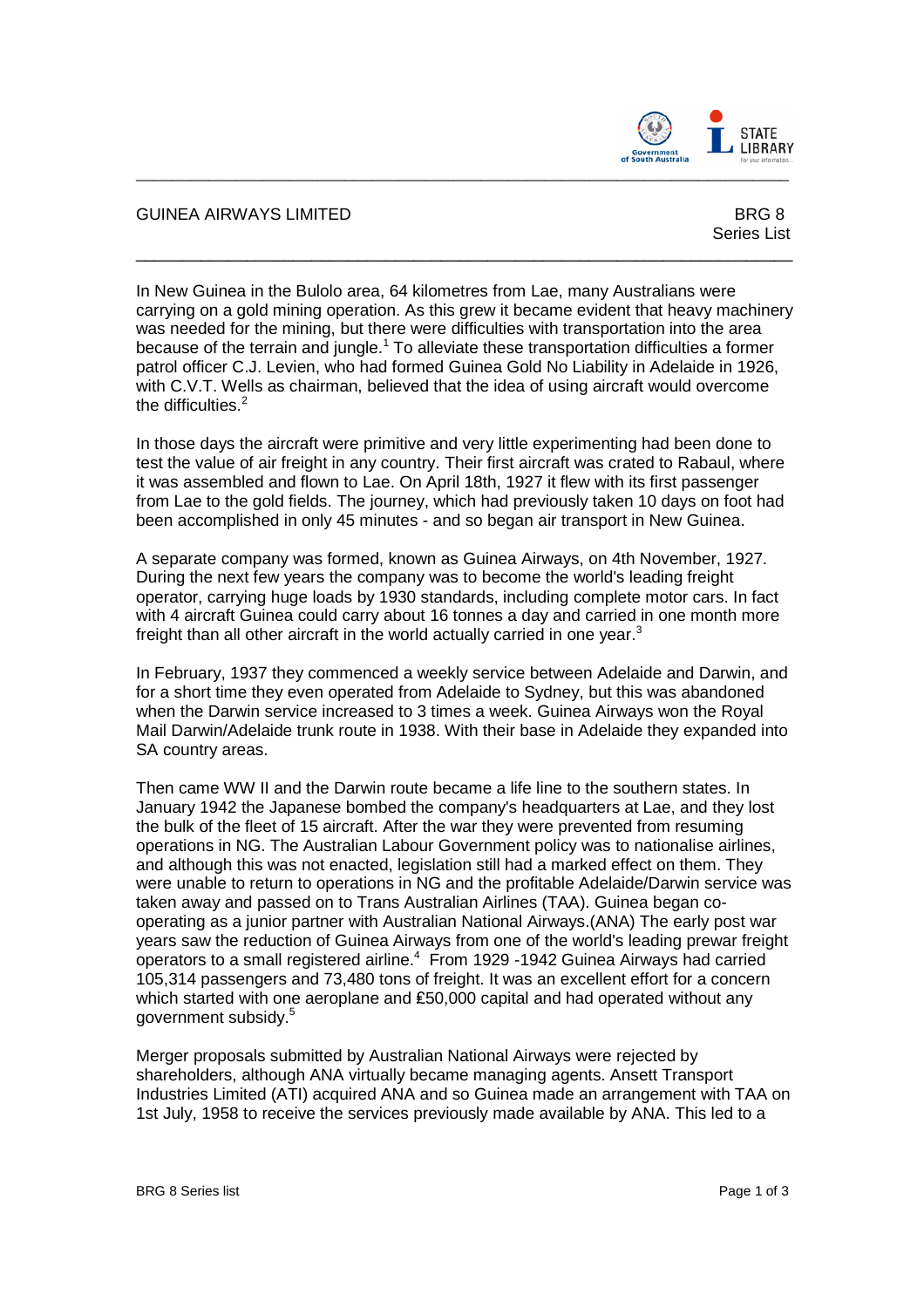# GUINEA AIRWAYS LIMITED

BRG 8
Series List

In New Guinea in the Bulolo area, 64 kilometres from Lae, many Australians were carrying on a gold mining operation. As this grew it became evident that heavy machinery was needed for the mining, but there were difficulties with transportation into the area because of the terrain and jungle.[1] To alleviate these transportation difficulties a former patrol officer C.J. Levien, who had formed Guinea Gold No Liability in Adelaide in 1926, with C.V.T. Wells as chairman, believed that the idea of using aircraft would overcome the difficulties.[2]

In those days the aircraft were primitive and very little experimenting had been done to test the value of air freight in any country. Their first aircraft was crated to Rabaul, where it was assembled and flown to Lae. On April 18th, 1927 it flew with its first passenger from Lae to the gold fields. The journey, which had previously taken 10 days on foot had been accomplished in only 45 minutes - and so began air transport in New Guinea.

A separate company was formed, known as Guinea Airways, on 4th November, 1927. During the next few years the company was to become the world's leading freight operator, carrying huge loads by 1930 standards, including complete motor cars. In fact with 4 aircraft Guinea could carry about 16 tonnes a day and carried in one month more freight than all other aircraft in the world actually carried in one year.[3]

In February, 1937 they commenced a weekly service between Adelaide and Darwin, and for a short time they even operated from Adelaide to Sydney, but this was abandoned when the Darwin service increased to 3 times a week. Guinea Airways won the Royal Mail Darwin/Adelaide trunk route in 1938. With their base in Adelaide they expanded into SA country areas.

Then came WW II and the Darwin route became a life line to the southern states. In January 1942 the Japanese bombed the company's headquarters at Lae, and they lost the bulk of the fleet of 15 aircraft. After the war they were prevented from resuming operations in NG. The Australian Labour Government policy was to nationalise airlines, and although this was not enacted, legislation still had a marked effect on them. They were unable to return to operations in NG and the profitable Adelaide/Darwin service was taken away and passed on to Trans Australian Airlines (TAA). Guinea began co-operating as a junior partner with Australian National Airways.(ANA) The early post war years saw the reduction of Guinea Airways from one of the world's leading prewar freight operators to a small registered airline.[4] From 1929 -1942 Guinea Airways had carried 105,314 passengers and 73,480 tons of freight. It was an excellent effort for a concern which started with one aeroplane and £50,000 capital and had operated without any government subsidy.[5]

Merger proposals submitted by Australian National Airways were rejected by shareholders, although ANA virtually became managing agents. Ansett Transport Industries Limited (ATI) acquired ANA and so Guinea made an arrangement with TAA on 1st July, 1958 to receive the services previously made available by ANA. This led to a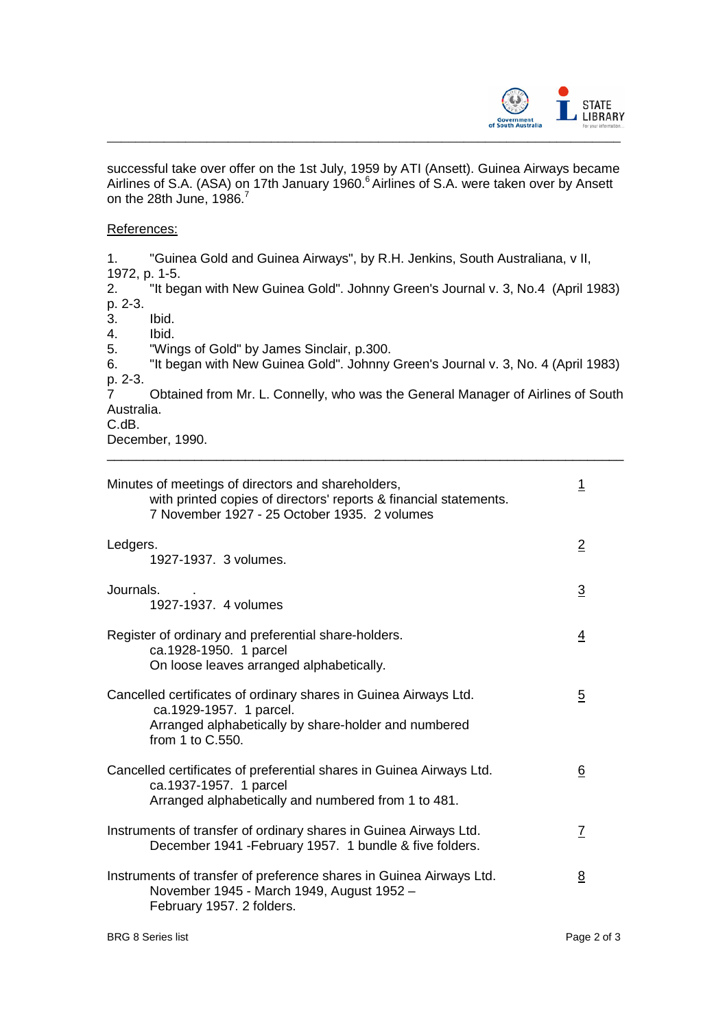successful take over offer on the 1st July, 1959 by ATI (Ansett). Guinea Airways became Airlines of S.A. (ASA) on 17th January 1960.[6] Airlines of S.A. were taken over by Ansett on the 28th June, 1986.[7]

References:

1. "Guinea Gold and Guinea Airways", by R.H. Jenkins, South Australiana, v II, 1972, p. 1-5.
2. "It began with New Guinea Gold". Johnny Green's Journal v. 3, No.4 (April 1983) p. 2-3.
3. Ibid.
4. Ibid.
5. "Wings of Gold" by James Sinclair, p.300.
6. "It began with New Guinea Gold". Johnny Green's Journal v. 3, No. 4 (April 1983) p. 2-3.
7. Obtained from Mr. L. Connelly, who was the General Manager of Airlines of South Australia.

C.dB.
December, 1990.

---

| | |
|---|---|
| Minutes of meetings of directors and shareholders, with printed copies of directors' reports & financial statements. 7 November 1927 - 25 October 1935. 2 volumes | 1 |
| Ledgers. 1927-1937. 3 volumes. | 2 |
| Journals. . 1927-1937. 4 volumes | 3 |
| Register of ordinary and preferential share-holders. ca.1928-1950. 1 parcel On loose leaves arranged alphabetically. | 4 |
| Cancelled certificates of ordinary shares in Guinea Airways Ltd. ca.1929-1957. 1 parcel. Arranged alphabetically by share-holder and numbered from 1 to C.550. | 5 |
| Cancelled certificates of preferential shares in Guinea Airways Ltd. ca.1937-1957. 1 parcel Arranged alphabetically and numbered from 1 to 481. | 6 |
| Instruments of transfer of ordinary shares in Guinea Airways Ltd. December 1941 -February 1957. 1 bundle & five folders. | 7 |
| Instruments of transfer of preference shares in Guinea Airways Ltd. November 1945 - March 1949, August 1952 – February 1957. 2 folders. | 8 |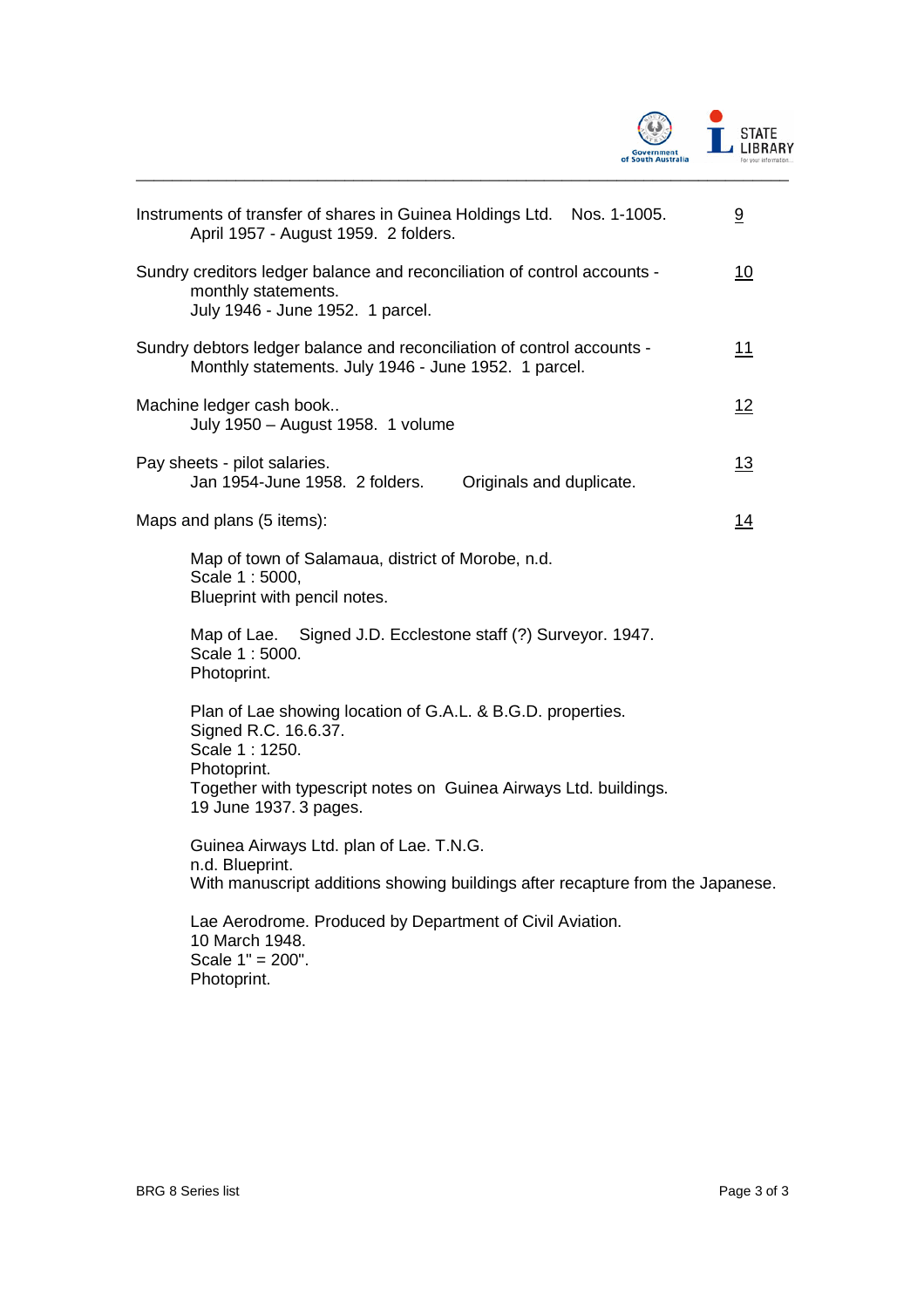Instruments of transfer of shares in Guinea Holdings Ltd. Nos. 1-1005.
April 1957 - August 1959. 2 folders. — 9

Sundry creditors ledger balance and reconciliation of control accounts - monthly statements.
July 1946 - June 1952. 1 parcel. — 10

Sundry debtors ledger balance and reconciliation of control accounts - Monthly statements. July 1946 - June 1952. 1 parcel. — 11

Machine ledger cash book..
July 1950 – August 1958. 1 volume — 12

Pay sheets - pilot salaries.
Jan 1954-June 1958. 2 folders. Originals and duplicate. — 13

Maps and plans (5 items): — 14

Map of town of Salamaua, district of Morobe, n.d.
Scale 1 : 5000,
Blueprint with pencil notes.

Map of Lae. Signed J.D. Ecclestone staff (?) Surveyor. 1947.
Scale 1 : 5000.
Photoprint.

Plan of Lae showing location of G.A.L. & B.G.D. properties.
Signed R.C. 16.6.37.
Scale 1 : 1250.
Photoprint.
Together with typescript notes on Guinea Airways Ltd. buildings.
19 June 1937. 3 pages.

Guinea Airways Ltd. plan of Lae. T.N.G.
n.d. Blueprint.
With manuscript additions showing buildings after recapture from the Japanese.

Lae Aerodrome. Produced by Department of Civil Aviation.
10 March 1948.
Scale 1" = 200".
Photoprint.